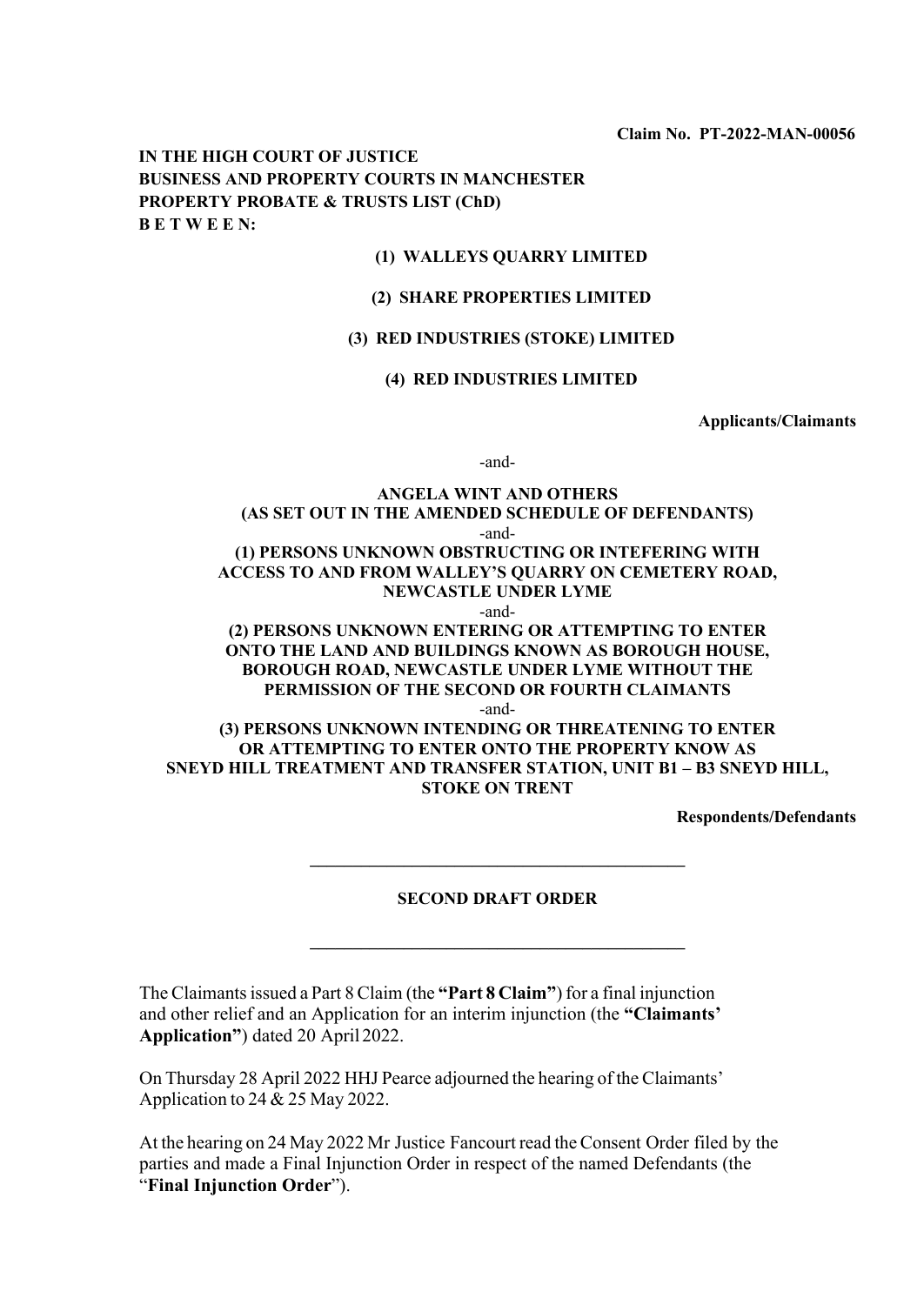**Claim No. PT-2022-MAN-00056**

**IN THE HIGH COURT OF JUSTICE**
**BUSINESS AND PROPERTY COURTS IN MANCHESTER**
**PROPERTY PROBATE & TRUSTS LIST (ChD)**
**B E T W E E N:**

**(1) WALLEYS QUARRY LIMITED**

**(2) SHARE PROPERTIES LIMITED**

**(3) RED INDUSTRIES (STOKE) LIMITED**

**(4) RED INDUSTRIES LIMITED**

**Applicants/Claimants**

-and-

**ANGELA WINT AND OTHERS**
**(AS SET OUT IN THE AMENDED SCHEDULE OF DEFENDANTS)**

-and-

**(1) PERSONS UNKNOWN OBSTRUCTING OR INTEFERING WITH ACCESS TO AND FROM WALLEY'S QUARRY ON CEMETERY ROAD, NEWCASTLE UNDER LYME**

-and-

**(2) PERSONS UNKNOWN ENTERING OR ATTEMPTING TO ENTER ONTO THE LAND AND BUILDINGS KNOWN AS BOROUGH HOUSE, BOROUGH ROAD, NEWCASTLE UNDER LYME WITHOUT THE PERMISSION OF THE SECOND OR FOURTH CLAIMANTS**

-and-

**(3) PERSONS UNKNOWN INTENDING OR THREATENING TO ENTER OR ATTEMPTING TO ENTER ONTO THE PROPERTY KNOW AS SNEYD HILL TREATMENT AND TRANSFER STATION, UNIT B1 – B3 SNEYD HILL, STOKE ON TRENT**

**Respondents/Defendants**

---

**SECOND DRAFT ORDER**

---

The Claimants issued a Part 8 Claim (the **"Part 8 Claim"**) for a final injunction and other relief and an Application for an interim injunction (the **"Claimants' Application"**) dated 20 April 2022.

On Thursday 28 April 2022 HHJ Pearce adjourned the hearing of the Claimants' Application to 24 & 25 May 2022.

At the hearing on 24 May 2022 Mr Justice Fancourt read the Consent Order filed by the parties and made a Final Injunction Order in respect of the named Defendants (the "**Final Injunction Order**").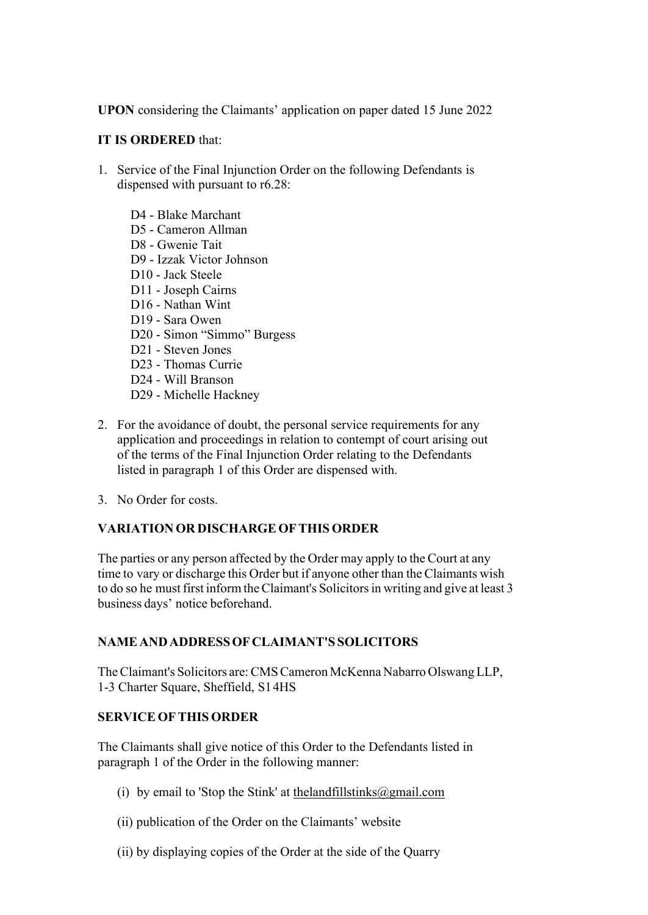**UPON** considering the Claimants' application on paper dated 15 June 2022

**IT IS ORDERED** that:

1. Service of the Final Injunction Order on the following Defendants is dispensed with pursuant to r6.28:

   D4 - Blake Marchant
   D5 - Cameron Allman
   D8 - Gwenie Tait
   D9 - Izzak Victor Johnson
   D10 - Jack Steele
   D11 - Joseph Cairns
   D16 - Nathan Wint
   D19 - Sara Owen
   D20 - Simon "Simmo" Burgess
   D21 - Steven Jones
   D23 - Thomas Currie
   D24 - Will Branson
   D29 - Michelle Hackney

2. For the avoidance of doubt, the personal service requirements for any application and proceedings in relation to contempt of court arising out of the terms of the Final Injunction Order relating to the Defendants listed in paragraph 1 of this Order are dispensed with.

3. No Order for costs.

**VARIATION OR DISCHARGE OF THIS ORDER**

The parties or any person affected by the Order may apply to the Court at any time to vary or discharge this Order but if anyone other than the Claimants wish to do so he must first inform the Claimant's Solicitors in writing and give at least 3 business days' notice beforehand.

**NAME AND ADDRESS OF CLAIMANT'S SOLICITORS**

The Claimant's Solicitors are: CMS Cameron McKenna Nabarro Olswang LLP, 1-3 Charter Square, Sheffield, S1 4HS

**SERVICE OF THIS ORDER**

The Claimants shall give notice of this Order to the Defendants listed in paragraph 1 of the Order in the following manner:

(i) by email to 'Stop the Stink' at thelandfillstinks@gmail.com

(ii) publication of the Order on the Claimants' website

(ii) by displaying copies of the Order at the side of the Quarry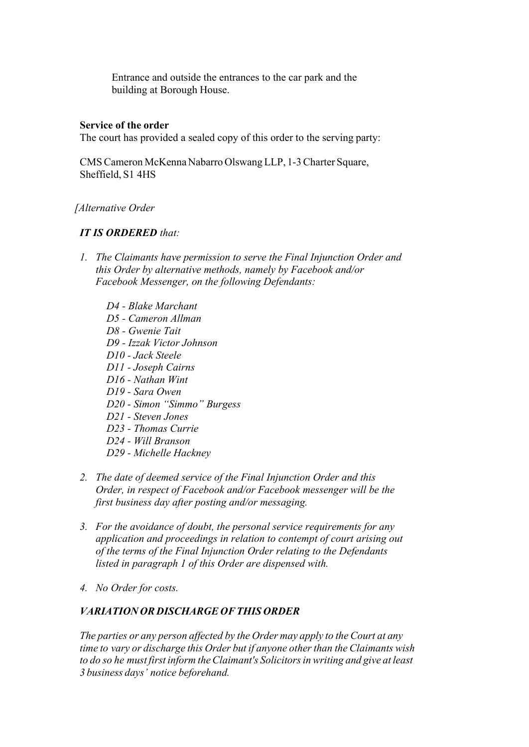Entrance and outside the entrances to the car park and the building at Borough House.

**Service of the order**

The court has provided a sealed copy of this order to the serving party:

CMS Cameron McKenna Nabarro Olswang LLP, 1-3 Charter Square, Sheffield, S1 4HS

*[Alternative Order*

***IT IS ORDERED** that:*

1. *The Claimants have permission to serve the Final Injunction Order and this Order by alternative methods, namely by Facebook and/or Facebook Messenger, on the following Defendants:*

   *D4 - Blake Marchant*
   *D5 - Cameron Allman*
   *D8 - Gwenie Tait*
   *D9 - Izzak Victor Johnson*
   *D10 - Jack Steele*
   *D11 - Joseph Cairns*
   *D16 - Nathan Wint*
   *D19 - Sara Owen*
   *D20 - Simon "Simmo" Burgess*
   *D21 - Steven Jones*
   *D23 - Thomas Currie*
   *D24 - Will Branson*
   *D29 - Michelle Hackney*

2. *The date of deemed service of the Final Injunction Order and this Order, in respect of Facebook and/or Facebook messenger will be the first business day after posting and/or messaging.*

3. *For the avoidance of doubt, the personal service requirements for any application and proceedings in relation to contempt of court arising out of the terms of the Final Injunction Order relating to the Defendants listed in paragraph 1 of this Order are dispensed with.*

4. *No Order for costs.*

***VARIATION OR DISCHARGE OF THIS ORDER***

*The parties or any person affected by the Order may apply to the Court at any time to vary or discharge this Order but if anyone other than the Claimants wish to do so he must first inform the Claimant's Solicitors in writing and give at least 3 business days' notice beforehand.*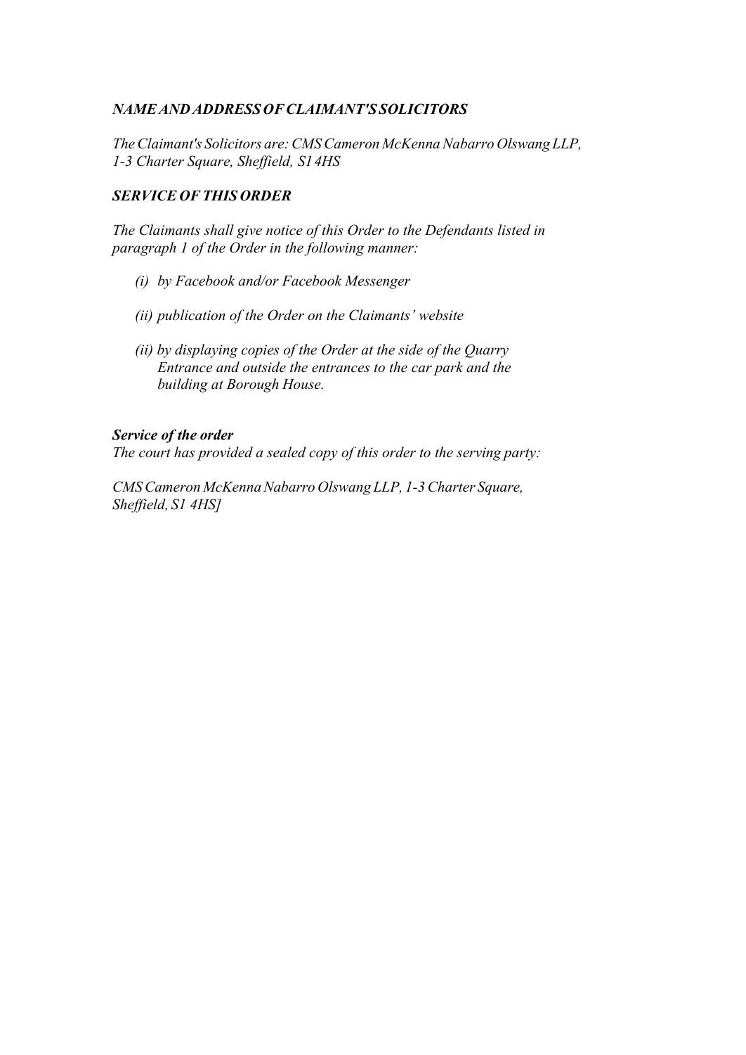***NAME AND ADDRESS OF CLAIMANT'S SOLICITORS***

*The Claimant's Solicitors are: CMS Cameron McKenna Nabarro Olswang LLP, 1-3 Charter Square, Sheffield, S1 4HS*

***SERVICE OF THIS ORDER***

*The Claimants shall give notice of this Order to the Defendants listed in paragraph 1 of the Order in the following manner:*

*(i) by Facebook and/or Facebook Messenger*

*(ii) publication of the Order on the Claimants' website*

*(ii) by displaying copies of the Order at the side of the Quarry Entrance and outside the entrances to the car park and the building at Borough House.*

***Service of the order***

*The court has provided a sealed copy of this order to the serving party:*

*CMS Cameron McKenna Nabarro Olswang LLP, 1-3 Charter Square, Sheffield, S1 4HS]*